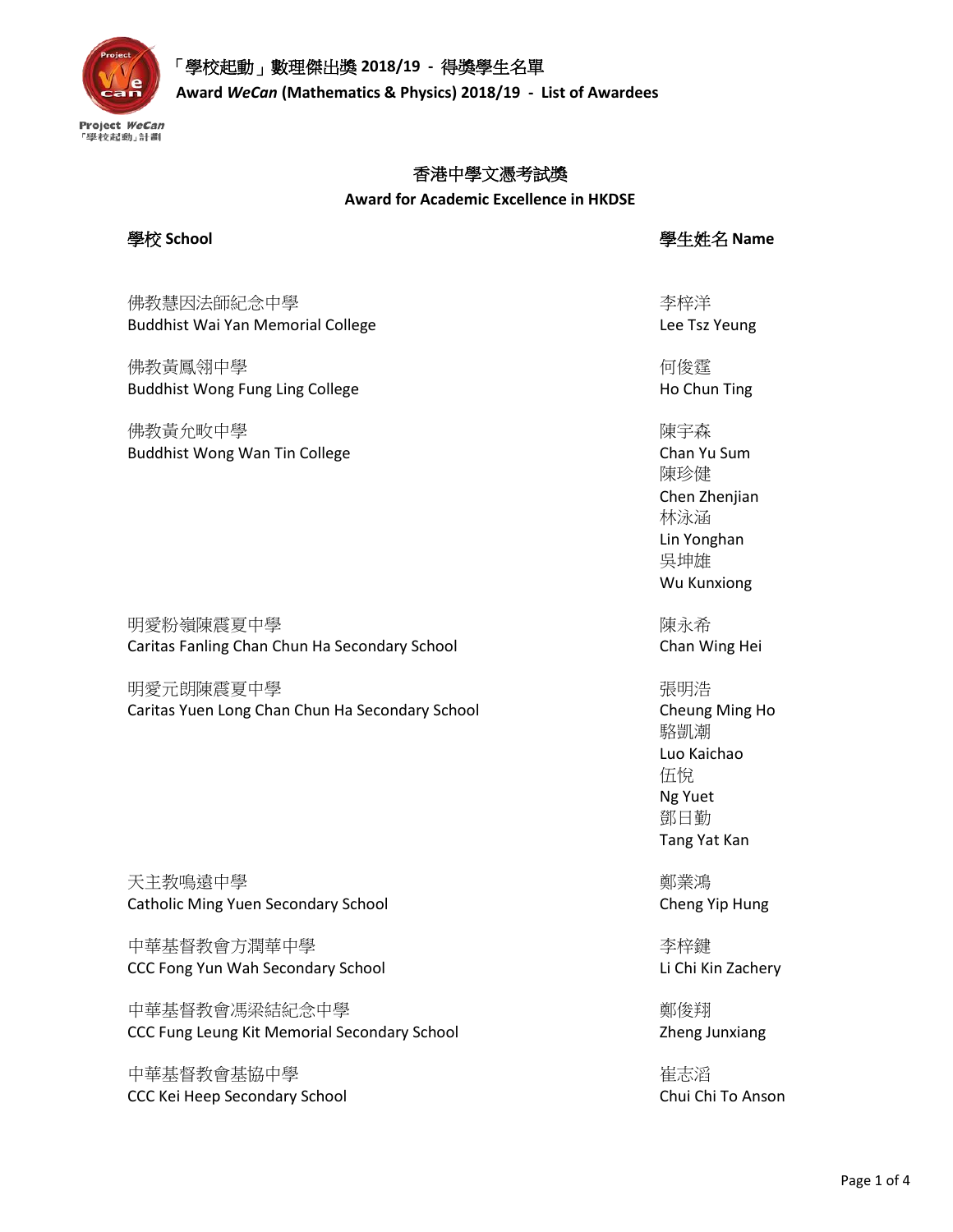# 「學校起動」數理傑出獎 2018/19 - 得獎學生名單

**Award *WeCan* (Mathematics & Physics) 2018/19 - List of Awardees**

## 香港中學文憑考試獎

**Award for Academic Excellence in HKDSE**

| 學校 School | 學生姓名 Name |
| --- | --- |
| 佛教慧因法師紀念中學<br>Buddhist Wai Yan Memorial College | 李梓洋<br>Lee Tsz Yeung |
| 佛教黃鳳翎中學<br>Buddhist Wong Fung Ling College | 何俊霆<br>Ho Chun Ting |
| 佛教黃允畋中學<br>Buddhist Wong Wan Tin College | 陳宇森<br>Chan Yu Sum<br>陳珍健<br>Chen Zhenjian<br>林泳涵<br>Lin Yonghan<br>吳坤雄<br>Wu Kunxiong |
| 明愛粉嶺陳震夏中學<br>Caritas Fanling Chan Chun Ha Secondary School | 陳永希<br>Chan Wing Hei |
| 明愛元朗陳震夏中學<br>Caritas Yuen Long Chan Chun Ha Secondary School | 張明浩<br>Cheung Ming Ho<br>駱凱潮<br>Luo Kaichao<br>伍悅<br>Ng Yuet<br>鄧日勤<br>Tang Yat Kan |
| 天主教鳴遠中學<br>Catholic Ming Yuen Secondary School | 鄭業鴻<br>Cheng Yip Hung |
| 中華基督教會方潤華中學<br>CCC Fong Yun Wah Secondary School | 李梓鍵<br>Li Chi Kin Zachery |
| 中華基督教會馮梁結紀念中學<br>CCC Fung Leung Kit Memorial Secondary School | 鄭俊翔<br>Zheng Junxiang |
| 中華基督教會基協中學<br>CCC Kei Heep Secondary School | 崔志滔<br>Chui Chi To Anson |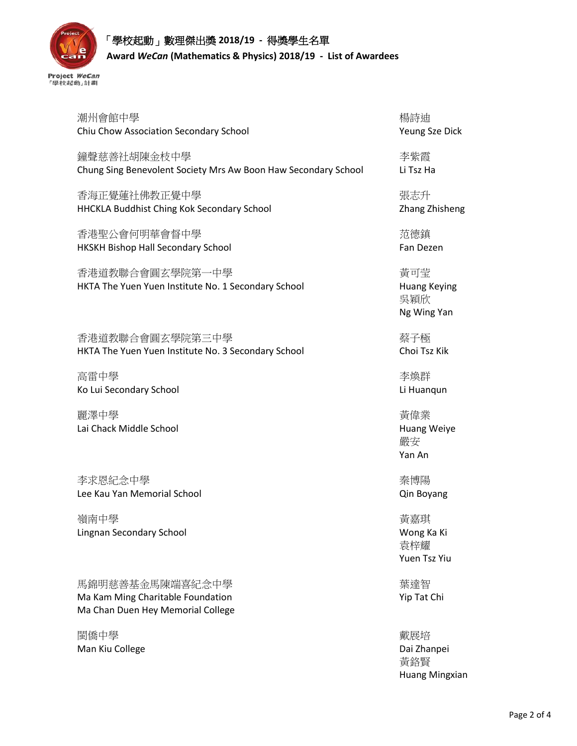# 「學校起動」數理傑出獎 2018/19 - 得獎學生名單

## Award *WeCan* (Mathematics & Physics) 2018/19 - List of Awardees

| School | Awardee |
| --- | --- |
| 潮州會館中學<br>Chiu Chow Association Secondary School | 楊詩迪<br>Yeung Sze Dick |
| 鐘聲慈善社胡陳金枝中學<br>Chung Sing Benevolent Society Mrs Aw Boon Haw Secondary School | 李紫霞<br>Li Tsz Ha |
| 香海正覺蓮社佛教正覺中學<br>HHCKLA Buddhist Ching Kok Secondary School | 張志升<br>Zhang Zhisheng |
| 香港聖公會何明華會督中學<br>HKSKH Bishop Hall Secondary School | 范德鎮<br>Fan Dezen |
| 香港道教聯合會圓玄學院第一中學<br>HKTA The Yuen Yuen Institute No. 1 Secondary School | 黃可瑩<br>Huang Keying<br>吳穎欣<br>Ng Wing Yan |
| 香港道教聯合會圓玄學院第三中學<br>HKTA The Yuen Yuen Institute No. 3 Secondary School | 蔡子極<br>Choi Tsz Kik |
| 高雷中學<br>Ko Lui Secondary School | 李煥群<br>Li Huanqun |
| 麗澤中學<br>Lai Chack Middle School | 黃偉業<br>Huang Weiye<br>嚴安<br>Yan An |
| 李求恩紀念中學<br>Lee Kau Yan Memorial School | 秦博陽<br>Qin Boyang |
| 嶺南中學<br>Lingnan Secondary School | 黃嘉琪<br>Wong Ka Ki<br>袁梓耀<br>Yuen Tsz Yiu |
| 馬錦明慈善基金馬陳端喜紀念中學<br>Ma Kam Ming Charitable Foundation Ma Chan Duen Hey Memorial College | 葉達智<br>Yip Tat Chi |
| 閩僑中學<br>Man Kiu College | 戴展培<br>Dai Zhanpei<br>黃銘賢<br>Huang Mingxian |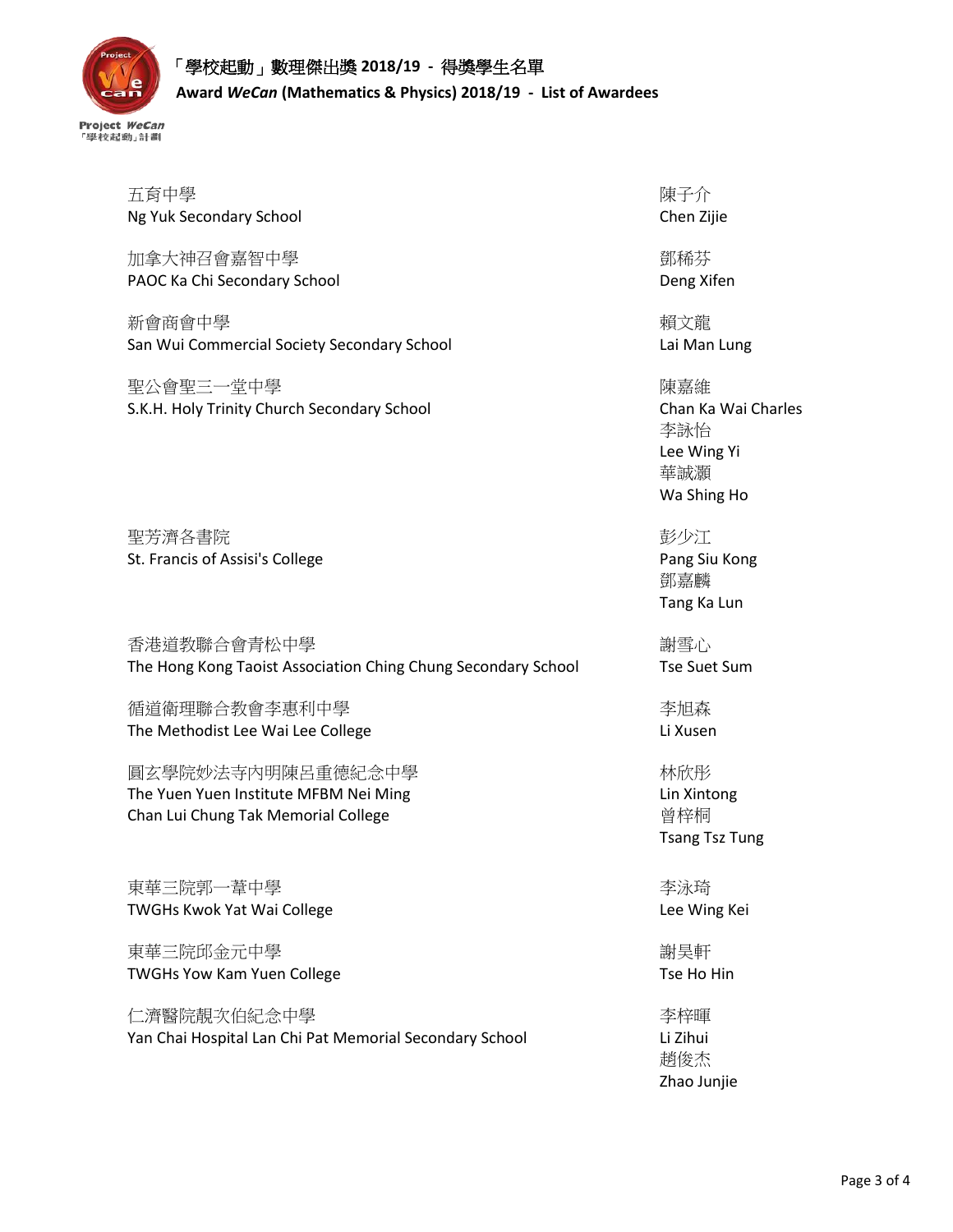# 「學校起動」數理傑出獎 2018/19 - 得獎學生名單

**Award *WeCan* (Mathematics & Physics) 2018/19 - List of Awardees**

| School | Awardee(s) |
| --- | --- |
| 五育中學<br>Ng Yuk Secondary School | 陳子介<br>Chen Zijie |
| 加拿大神召會嘉智中學<br>PAOC Ka Chi Secondary School | 鄧稀芬<br>Deng Xifen |
| 新會商會中學<br>San Wui Commercial Society Secondary School | 賴文龍<br>Lai Man Lung |
| 聖公會聖三一堂中學<br>S.K.H. Holy Trinity Church Secondary School | 陳嘉維<br>Chan Ka Wai Charles<br>李詠怡<br>Lee Wing Yi<br>華誠灝<br>Wa Shing Ho |
| 聖芳濟各書院<br>St. Francis of Assisi's College | 彭少江<br>Pang Siu Kong<br>鄧嘉麟<br>Tang Ka Lun |
| 香港道教聯合會青松中學<br>The Hong Kong Taoist Association Ching Chung Secondary School | 謝雪心<br>Tse Suet Sum |
| 循道衛理聯合教會李惠利中學<br>The Methodist Lee Wai Lee College | 李旭森<br>Li Xusen |
| 圓玄學院妙法寺內明陳呂重德紀念中學<br>The Yuen Yuen Institute MFBM Nei Ming Chan Lui Chung Tak Memorial College | 林欣彤<br>Lin Xintong<br>曾梓桐<br>Tsang Tsz Tung |
| 東華三院郭一葦中學<br>TWGHs Kwok Yat Wai College | 李泳琦<br>Lee Wing Kei |
| 東華三院邱金元中學<br>TWGHs Yow Kam Yuen College | 謝昊軒<br>Tse Ho Hin |
| 仁濟醫院靚次伯紀念中學<br>Yan Chai Hospital Lan Chi Pat Memorial Secondary School | 李梓暉<br>Li Zihui<br>趙俊杰<br>Zhao Junjie |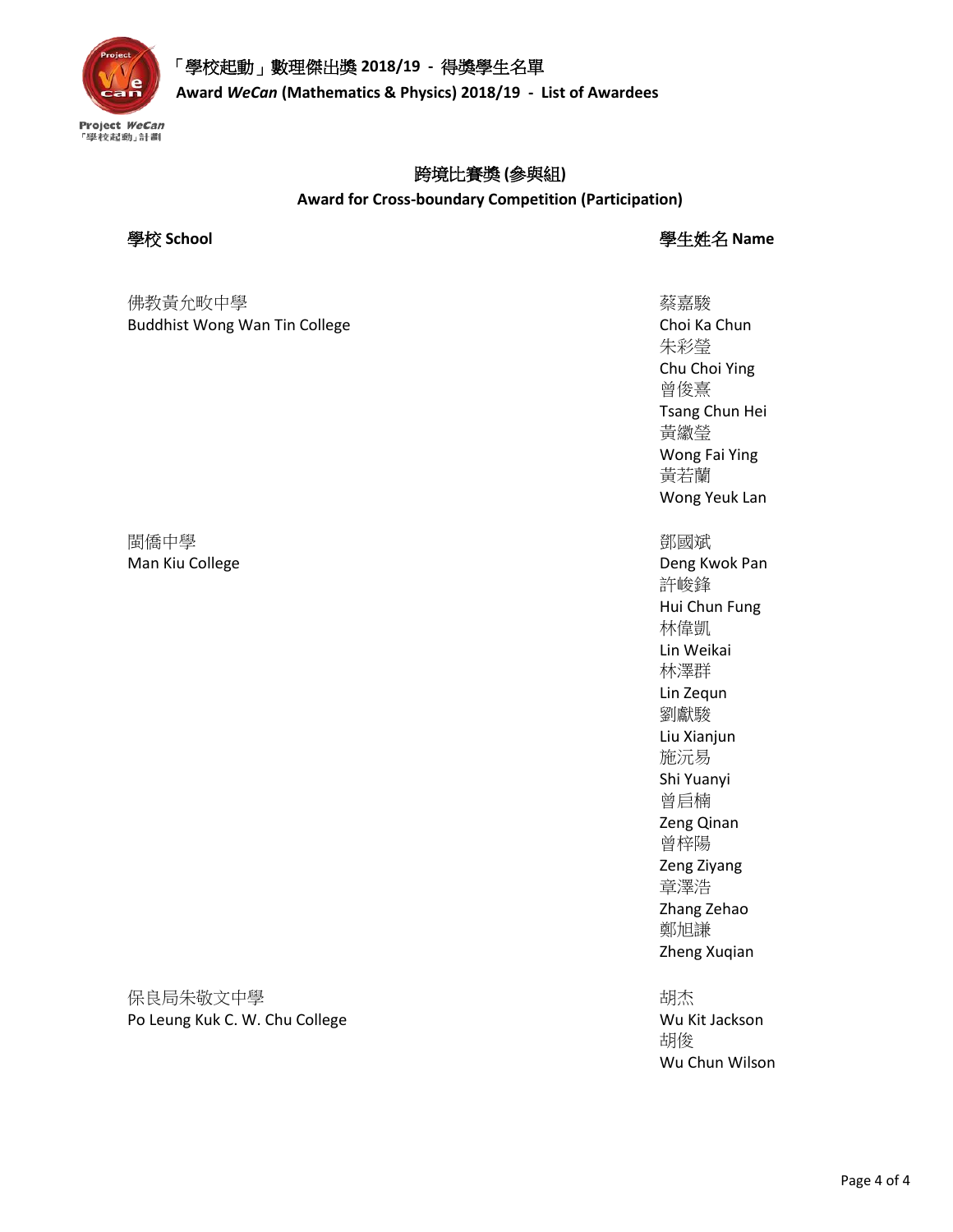「學校起動」數理傑出獎 2018/19 - 得獎學生名單

**Award *WeCan* (Mathematics & Physics) 2018/19 - List of Awardees**

## 跨境比賽獎 (參與組)

### Award for Cross-boundary Competition (Participation)

| 學校 School | 學生姓名 Name |
|---|---|
| 佛教黃允畋中學<br>Buddhist Wong Wan Tin College | 蔡嘉駿<br>Choi Ka Chun<br>朱彩瑩<br>Chu Choi Ying<br>曾俊熹<br>Tsang Chun Hei<br>黃徽瑩<br>Wong Fai Ying<br>黃若蘭<br>Wong Yeuk Lan |
| 閩僑中學<br>Man Kiu College | 鄧國斌<br>Deng Kwok Pan<br>許峻鋒<br>Hui Chun Fung<br>林偉凱<br>Lin Weikai<br>林澤群<br>Lin Zequn<br>劉獻駿<br>Liu Xianjun<br>施沅易<br>Shi Yuanyi<br>曾启楠<br>Zeng Qinan<br>曾梓陽<br>Zeng Ziyang<br>章澤浩<br>Zhang Zehao<br>鄭旭謙<br>Zheng Xuqian |
| 保良局朱敬文中學<br>Po Leung Kuk C. W. Chu College | 胡杰<br>Wu Kit Jackson<br>胡俊<br>Wu Chun Wilson |